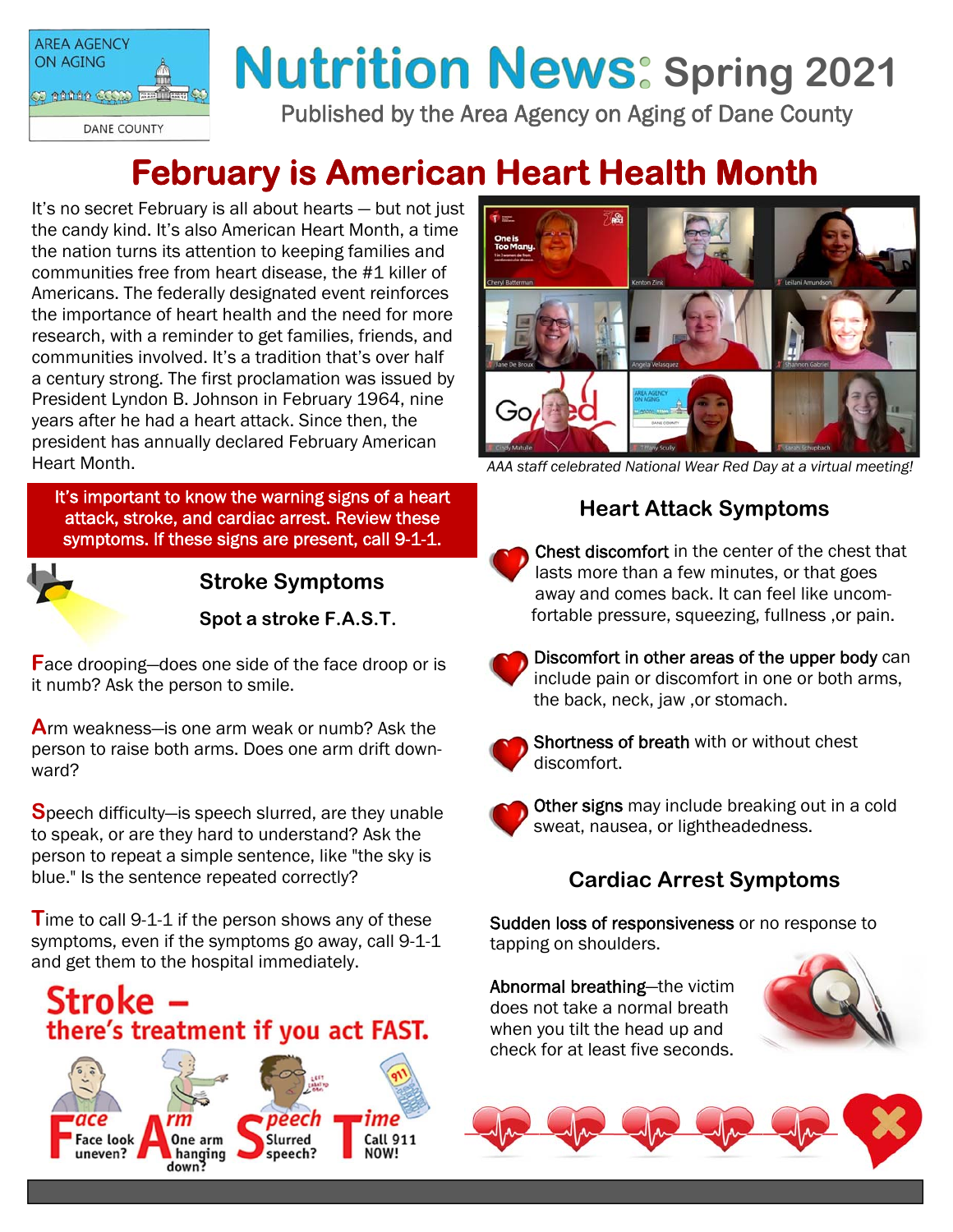# Nutrition News: Spring 2021

Published by the Area Agency on Aging of Dane County

## February is American Heart Health Month

It's no secret February is all about hearts — but not just the candy kind. It's also American Heart Month, a time the nation turns its attention to keeping families and communities free from heart disease, the #1 killer of Americans. The federally designated event reinforces the importance of heart health and the need for more research, with a reminder to get families, friends, and communities involved. It's a tradition that's over half a century strong. The first proclamation was issued by President Lyndon B. Johnson in February 1964, nine years after he had a heart attack. Since then, the president has annually declared February American Heart Month.

*AAA staff celebrated National Wear Red Day at a virtual meeting!*

**It's important to know the warning signs of a heart attack, stroke, and cardiac arrest. Review these symptoms. If these signs are present, call 9-1-1.**

### Stroke Symptoms

**Spot a stroke F.A.S.T.**

**F**ace drooping—does one side of the face droop or is it numb? Ask the person to smile.

**A**rm weakness—is one arm weak or numb? Ask the person to raise both arms. Does one arm drift downward?

**S**peech difficulty—is speech slurred, are they unable to speak, or are they hard to understand? Ask the person to repeat a simple sentence, like "the sky is blue." Is the sentence repeated correctly?

**T**ime to call 9-1-1 if the person shows any of these symptoms, even if the symptoms go away, call 9-1-1 and get them to the hospital immediately.

**Stroke – there's treatment if you act FAST.**

Face: Face look uneven? Arm: One arm hanging down? Speech: Slurred speech? Time: Call 911 NOW!

### Heart Attack Symptoms

- **Chest discomfort** in the center of the chest that lasts more than a few minutes, or that goes away and comes back. It can feel like uncomfortable pressure, squeezing, fullness ,or pain.
- **Discomfort in other areas of the upper body** can include pain or discomfort in one or both arms, the back, neck, jaw ,or stomach.
- **Shortness of breath** with or without chest discomfort.
- **Other signs** may include breaking out in a cold sweat, nausea, or lightheadedness.

### Cardiac Arrest Symptoms

**Sudden loss of responsiveness** or no response to tapping on shoulders.

**Abnormal breathing**—the victim does not take a normal breath when you tilt the head up and check for at least five seconds.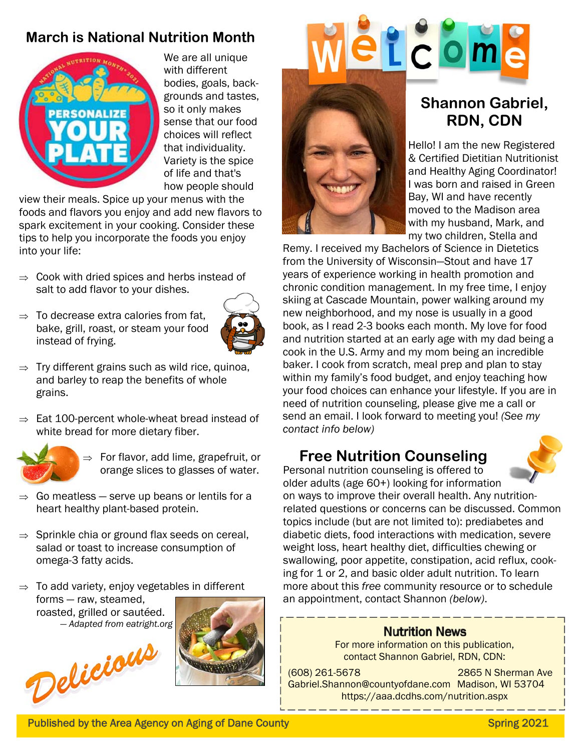## March is National Nutrition Month

We are all unique with different bodies, goals, backgrounds and tastes, so it only makes sense that our food choices will reflect that individuality. Variety is the spice of life and that's how people should view their meals. Spice up your menus with the foods and flavors you enjoy and add new flavors to spark excitement in your cooking. Consider these tips to help you incorporate the foods you enjoy into your life:

- Cook with dried spices and herbs instead of salt to add flavor to your dishes.
- To decrease extra calories from fat, bake, grill, roast, or steam your food instead of frying.
- Try different grains such as wild rice, quinoa, and barley to reap the benefits of whole grains.
- Eat 100-percent whole-wheat bread instead of white bread for more dietary fiber.
- For flavor, add lime, grapefruit, or orange slices to glasses of water.
- Go meatless — serve up beans or lentils for a heart healthy plant-based protein.
- Sprinkle chia or ground flax seeds on cereal, salad or toast to increase consumption of omega-3 fatty acids.
- To add variety, enjoy vegetables in different forms — raw, steamed, roasted, grilled or sautéed.

*— Adapted from eatright.org*

Delicious

## Welcome

### Shannon Gabriel, RDN, CDN

Hello! I am the new Registered & Certified Dietitian Nutritionist and Healthy Aging Coordinator! I was born and raised in Green Bay, WI and have recently moved to the Madison area with my husband, Mark, and my two children, Stella and Remy. I received my Bachelors of Science in Dietetics from the University of Wisconsin—Stout and have 17 years of experience working in health promotion and chronic condition management. In my free time, I enjoy skiing at Cascade Mountain, power walking around my new neighborhood, and my nose is usually in a good book, as I read 2-3 books each month. My love for food and nutrition started at an early age with my dad being a cook in the U.S. Army and my mom being an incredible baker. I cook from scratch, meal prep and plan to stay within my family's food budget, and enjoy teaching how your food choices can enhance your lifestyle. If you are in need of nutrition counseling, please give me a call or send an email. I look forward to meeting you! *(See my contact info below)*

## Free Nutrition Counseling

Personal nutrition counseling is offered to older adults (age 60+) looking for information on ways to improve their overall health. Any nutrition-related questions or concerns can be discussed. Common topics include (but are not limited to): prediabetes and diabetic diets, food interactions with medication, severe weight loss, heart healthy diet, difficulties chewing or swallowing, poor appetite, constipation, acid reflux, cooking for 1 or 2, and basic older adult nutrition. To learn more about this *free* community resource or to schedule an appointment, contact Shannon *(below)*.

### Nutrition News

For more information on this publication, contact Shannon Gabriel, RDN, CDN:

(608) 261-5678
Gabriel.Shannon@countyofdane.com
2865 N Sherman Ave
Madison, WI 53704
https://aaa.dcdhs.com/nutrition.aspx

Published by the Area Agency on Aging of Dane County — Spring 2021